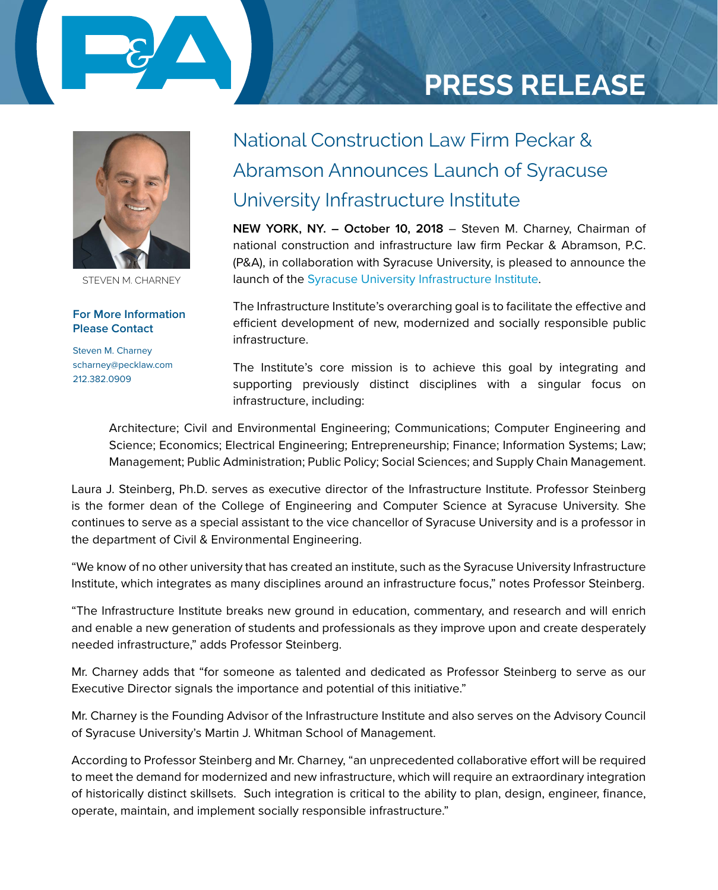# PRESS RELEASE

STEVEN M. CHARNEY

**For More Information Please Contact**

Steven M. Charney
scharney@pecklaw.com
212.382.0909

## National Construction Law Firm Peckar & Abramson Announces Launch of Syracuse University Infrastructure Institute

**NEW YORK, NY. – October 10, 2018** – Steven M. Charney, Chairman of national construction and infrastructure law firm Peckar & Abramson, P.C. (P&A), in collaboration with Syracuse University, is pleased to announce the launch of the Syracuse University Infrastructure Institute.

The Infrastructure Institute's overarching goal is to facilitate the effective and efficient development of new, modernized and socially responsible public infrastructure.

The Institute's core mission is to achieve this goal by integrating and supporting previously distinct disciplines with a singular focus on infrastructure, including:

> Architecture; Civil and Environmental Engineering; Communications; Computer Engineering and Science; Economics; Electrical Engineering; Entrepreneurship; Finance; Information Systems; Law; Management; Public Administration; Public Policy; Social Sciences; and Supply Chain Management.

Laura J. Steinberg, Ph.D. serves as executive director of the Infrastructure Institute. Professor Steinberg is the former dean of the College of Engineering and Computer Science at Syracuse University. She continues to serve as a special assistant to the vice chancellor of Syracuse University and is a professor in the department of Civil & Environmental Engineering.

"We know of no other university that has created an institute, such as the Syracuse University Infrastructure Institute, which integrates as many disciplines around an infrastructure focus," notes Professor Steinberg.

"The Infrastructure Institute breaks new ground in education, commentary, and research and will enrich and enable a new generation of students and professionals as they improve upon and create desperately needed infrastructure," adds Professor Steinberg.

Mr. Charney adds that "for someone as talented and dedicated as Professor Steinberg to serve as our Executive Director signals the importance and potential of this initiative."

Mr. Charney is the Founding Advisor of the Infrastructure Institute and also serves on the Advisory Council of Syracuse University's Martin J. Whitman School of Management.

According to Professor Steinberg and Mr. Charney, "an unprecedented collaborative effort will be required to meet the demand for modernized and new infrastructure, which will require an extraordinary integration of historically distinct skillsets. Such integration is critical to the ability to plan, design, engineer, finance, operate, maintain, and implement socially responsible infrastructure."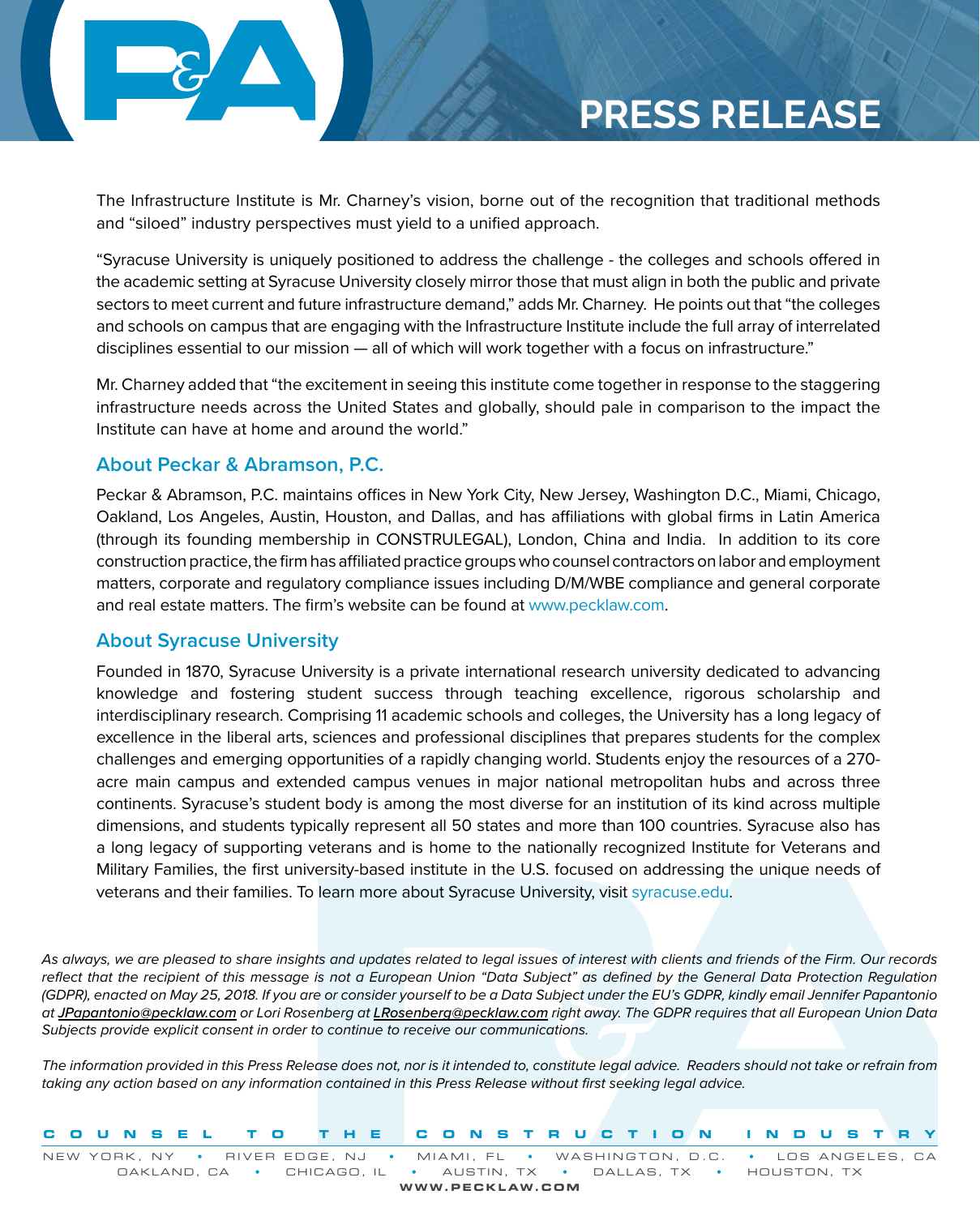The Infrastructure Institute is Mr. Charney's vision, borne out of the recognition that traditional methods and "siloed" industry perspectives must yield to a unified approach.

"Syracuse University is uniquely positioned to address the challenge - the colleges and schools offered in the academic setting at Syracuse University closely mirror those that must align in both the public and private sectors to meet current and future infrastructure demand," adds Mr. Charney. He points out that "the colleges and schools on campus that are engaging with the Infrastructure Institute include the full array of interrelated disciplines essential to our mission — all of which will work together with a focus on infrastructure."

Mr. Charney added that "the excitement in seeing this institute come together in response to the staggering infrastructure needs across the United States and globally, should pale in comparison to the impact the Institute can have at home and around the world."

## About Peckar & Abramson, P.C.

Peckar & Abramson, P.C. maintains offices in New York City, New Jersey, Washington D.C., Miami, Chicago, Oakland, Los Angeles, Austin, Houston, and Dallas, and has affiliations with global firms in Latin America (through its founding membership in CONSTRULEGAL), London, China and India. In addition to its core construction practice, the firm has affiliated practice groups who counsel contractors on labor and employment matters, corporate and regulatory compliance issues including D/M/WBE compliance and general corporate and real estate matters. The firm's website can be found at www.pecklaw.com.

## About Syracuse University

Founded in 1870, Syracuse University is a private international research university dedicated to advancing knowledge and fostering student success through teaching excellence, rigorous scholarship and interdisciplinary research. Comprising 11 academic schools and colleges, the University has a long legacy of excellence in the liberal arts, sciences and professional disciplines that prepares students for the complex challenges and emerging opportunities of a rapidly changing world. Students enjoy the resources of a 270-acre main campus and extended campus venues in major national metropolitan hubs and across three continents. Syracuse's student body is among the most diverse for an institution of its kind across multiple dimensions, and students typically represent all 50 states and more than 100 countries. Syracuse also has a long legacy of supporting veterans and is home to the nationally recognized Institute for Veterans and Military Families, the first university-based institute in the U.S. focused on addressing the unique needs of veterans and their families. To learn more about Syracuse University, visit syracuse.edu.

*As always, we are pleased to share insights and updates related to legal issues of interest with clients and friends of the Firm. Our records reflect that the recipient of this message is not a European Union "Data Subject" as defined by the General Data Protection Regulation (GDPR), enacted on May 25, 2018. If you are or consider yourself to be a Data Subject under the EU's GDPR, kindly email Jennifer Papantonio at JPapantonio@pecklaw.com or Lori Rosenberg at LRosenberg@pecklaw.com right away. The GDPR requires that all European Union Data Subjects provide explicit consent in order to continue to receive our communications.*

*The information provided in this Press Release does not, nor is it intended to, constitute legal advice. Readers should not take or refrain from taking any action based on any information contained in this Press Release without first seeking legal advice.*

**COUNSEL TO THE CONSTRUCTION INDUSTRY**

NEW YORK, NY • RIVER EDGE, NJ • MIAMI, FL • WASHINGTON, D.C. • LOS ANGELES, CA
OAKLAND, CA • CHICAGO, IL • AUSTIN, TX • DALLAS, TX • HOUSTON, TX

**WWW.PECKLAW.COM**